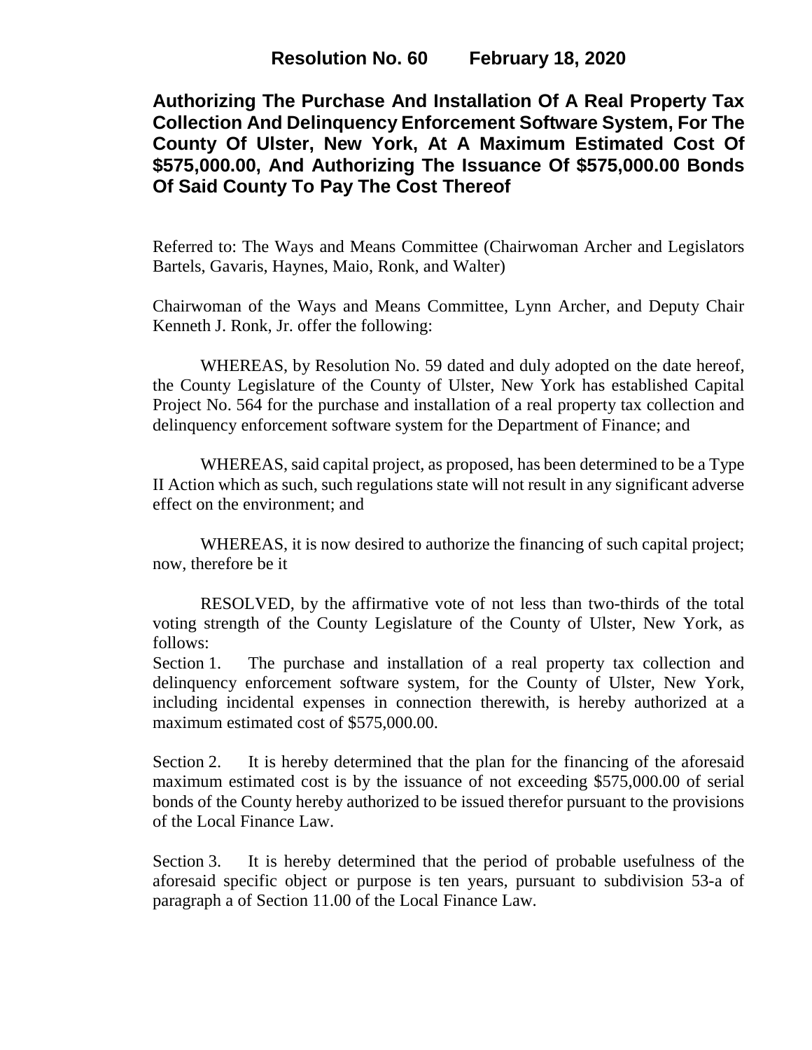**Resolution No. 60 February 18, 2020**

# Authorizing The Purchase And Installation Of A Real Property Tax Collection And Delinquency Enforcement Software System, For The County Of Ulster, New York, At A Maximum Estimated Cost Of $575,000.00, And Authorizing The Issuance Of $575,000.00 Bonds Of Said County To Pay The Cost Thereof

Referred to: The Ways and Means Committee (Chairwoman Archer and Legislators Bartels, Gavaris, Haynes, Maio, Ronk, and Walter)

Chairwoman of the Ways and Means Committee, Lynn Archer, and Deputy Chair Kenneth J. Ronk, Jr. offer the following:

WHEREAS, by Resolution No. 59 dated and duly adopted on the date hereof, the County Legislature of the County of Ulster, New York has established Capital Project No. 564 for the purchase and installation of a real property tax collection and delinquency enforcement software system for the Department of Finance; and

WHEREAS, said capital project, as proposed, has been determined to be a Type II Action which as such, such regulations state will not result in any significant adverse effect on the environment; and

WHEREAS, it is now desired to authorize the financing of such capital project; now, therefore be it

RESOLVED, by the affirmative vote of not less than two-thirds of the total voting strength of the County Legislature of the County of Ulster, New York, as follows:

Section 1. The purchase and installation of a real property tax collection and delinquency enforcement software system, for the County of Ulster, New York, including incidental expenses in connection therewith, is hereby authorized at a maximum estimated cost of $575,000.00.

Section 2. It is hereby determined that the plan for the financing of the aforesaid maximum estimated cost is by the issuance of not exceeding $575,000.00 of serial bonds of the County hereby authorized to be issued therefor pursuant to the provisions of the Local Finance Law.

Section 3. It is hereby determined that the period of probable usefulness of the aforesaid specific object or purpose is ten years, pursuant to subdivision 53-a of paragraph a of Section 11.00 of the Local Finance Law.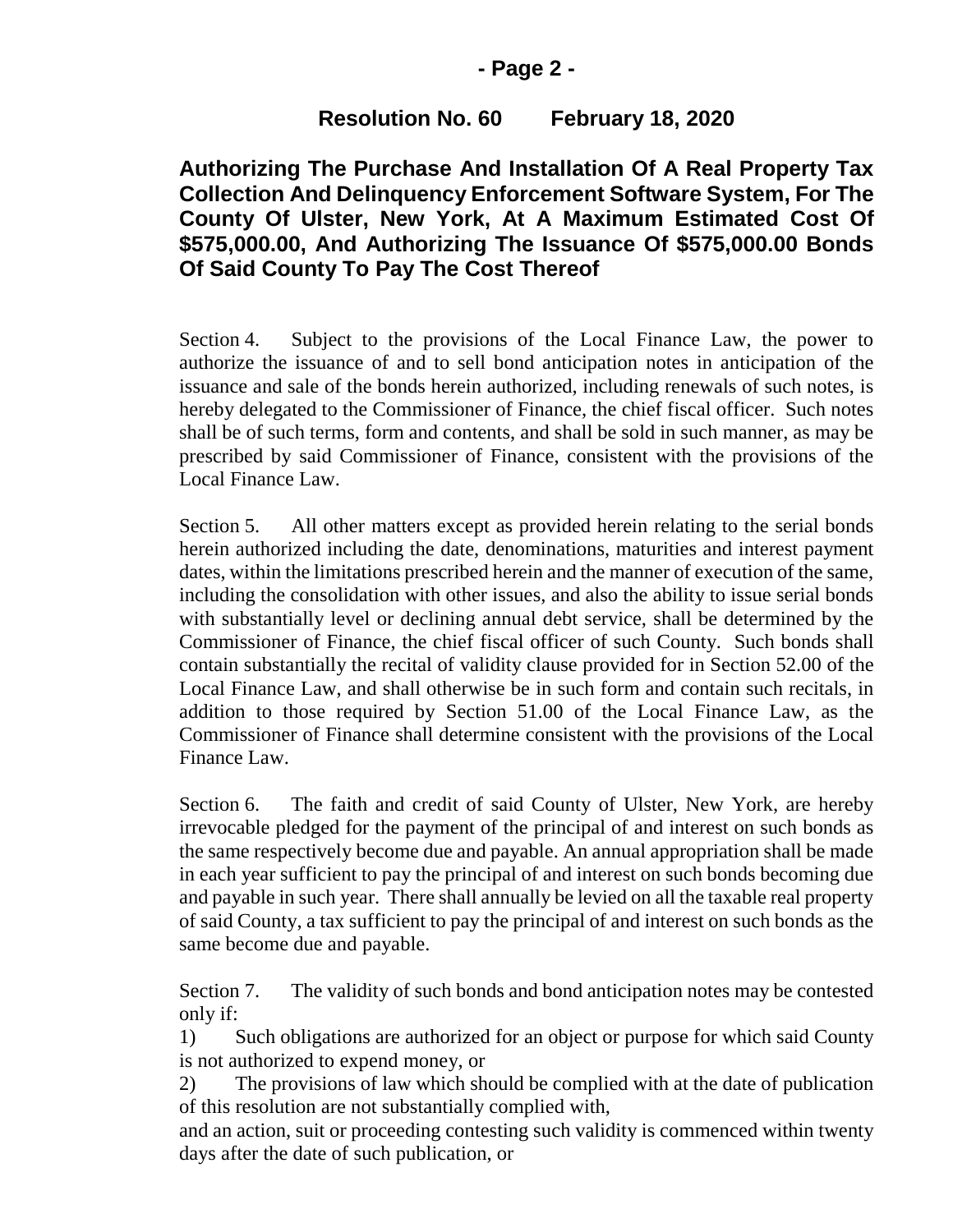**Resolution No. 60 February 18, 2020**

**Authorizing The Purchase And Installation Of A Real Property Tax Collection And Delinquency Enforcement Software System, For The County Of Ulster, New York, At A Maximum Estimated Cost Of $575,000.00, And Authorizing The Issuance Of $575,000.00 Bonds Of Said County To Pay The Cost Thereof**

Section 4. Subject to the provisions of the Local Finance Law, the power to authorize the issuance of and to sell bond anticipation notes in anticipation of the issuance and sale of the bonds herein authorized, including renewals of such notes, is hereby delegated to the Commissioner of Finance, the chief fiscal officer. Such notes shall be of such terms, form and contents, and shall be sold in such manner, as may be prescribed by said Commissioner of Finance, consistent with the provisions of the Local Finance Law.

Section 5. All other matters except as provided herein relating to the serial bonds herein authorized including the date, denominations, maturities and interest payment dates, within the limitations prescribed herein and the manner of execution of the same, including the consolidation with other issues, and also the ability to issue serial bonds with substantially level or declining annual debt service, shall be determined by the Commissioner of Finance, the chief fiscal officer of such County. Such bonds shall contain substantially the recital of validity clause provided for in Section 52.00 of the Local Finance Law, and shall otherwise be in such form and contain such recitals, in addition to those required by Section 51.00 of the Local Finance Law, as the Commissioner of Finance shall determine consistent with the provisions of the Local Finance Law.

Section 6. The faith and credit of said County of Ulster, New York, are hereby irrevocable pledged for the payment of the principal of and interest on such bonds as the same respectively become due and payable. An annual appropriation shall be made in each year sufficient to pay the principal of and interest on such bonds becoming due and payable in such year. There shall annually be levied on all the taxable real property of said County, a tax sufficient to pay the principal of and interest on such bonds as the same become due and payable.

Section 7. The validity of such bonds and bond anticipation notes may be contested only if:

1) Such obligations are authorized for an object or purpose for which said County is not authorized to expend money, or

2) The provisions of law which should be complied with at the date of publication of this resolution are not substantially complied with,

and an action, suit or proceeding contesting such validity is commenced within twenty days after the date of such publication, or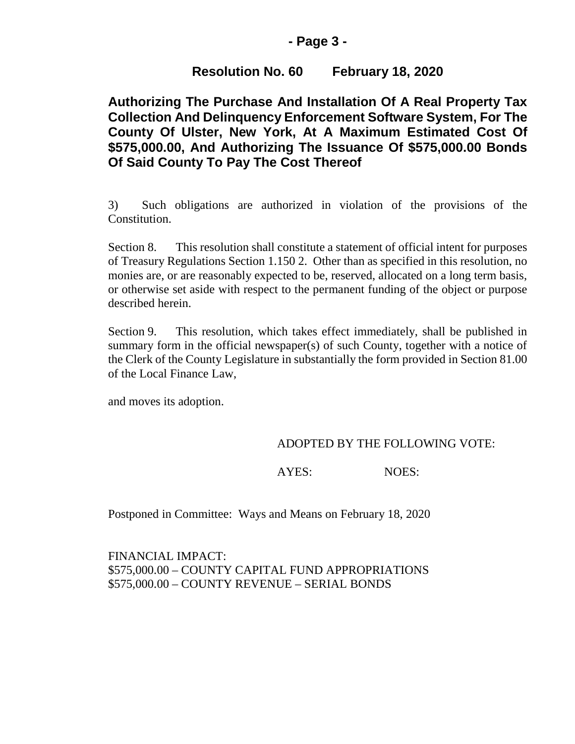**Resolution No. 60 February 18, 2020**

**Authorizing The Purchase And Installation Of A Real Property Tax Collection And Delinquency Enforcement Software System, For The County Of Ulster, New York, At A Maximum Estimated Cost Of $575,000.00, And Authorizing The Issuance Of $575,000.00 Bonds Of Said County To Pay The Cost Thereof**

3) Such obligations are authorized in violation of the provisions of the Constitution.

Section 8. This resolution shall constitute a statement of official intent for purposes of Treasury Regulations Section 1.150 2. Other than as specified in this resolution, no monies are, or are reasonably expected to be, reserved, allocated on a long term basis, or otherwise set aside with respect to the permanent funding of the object or purpose described herein.

Section 9. This resolution, which takes effect immediately, shall be published in summary form in the official newspaper(s) of such County, together with a notice of the Clerk of the County Legislature in substantially the form provided in Section 81.00 of the Local Finance Law,

and moves its adoption.

ADOPTED BY THE FOLLOWING VOTE:

AYES: NOES:

Postponed in Committee: Ways and Means on February 18, 2020

FINANCIAL IMPACT:
$575,000.00 – COUNTY CAPITAL FUND APPROPRIATIONS
$575,000.00 – COUNTY REVENUE – SERIAL BONDS